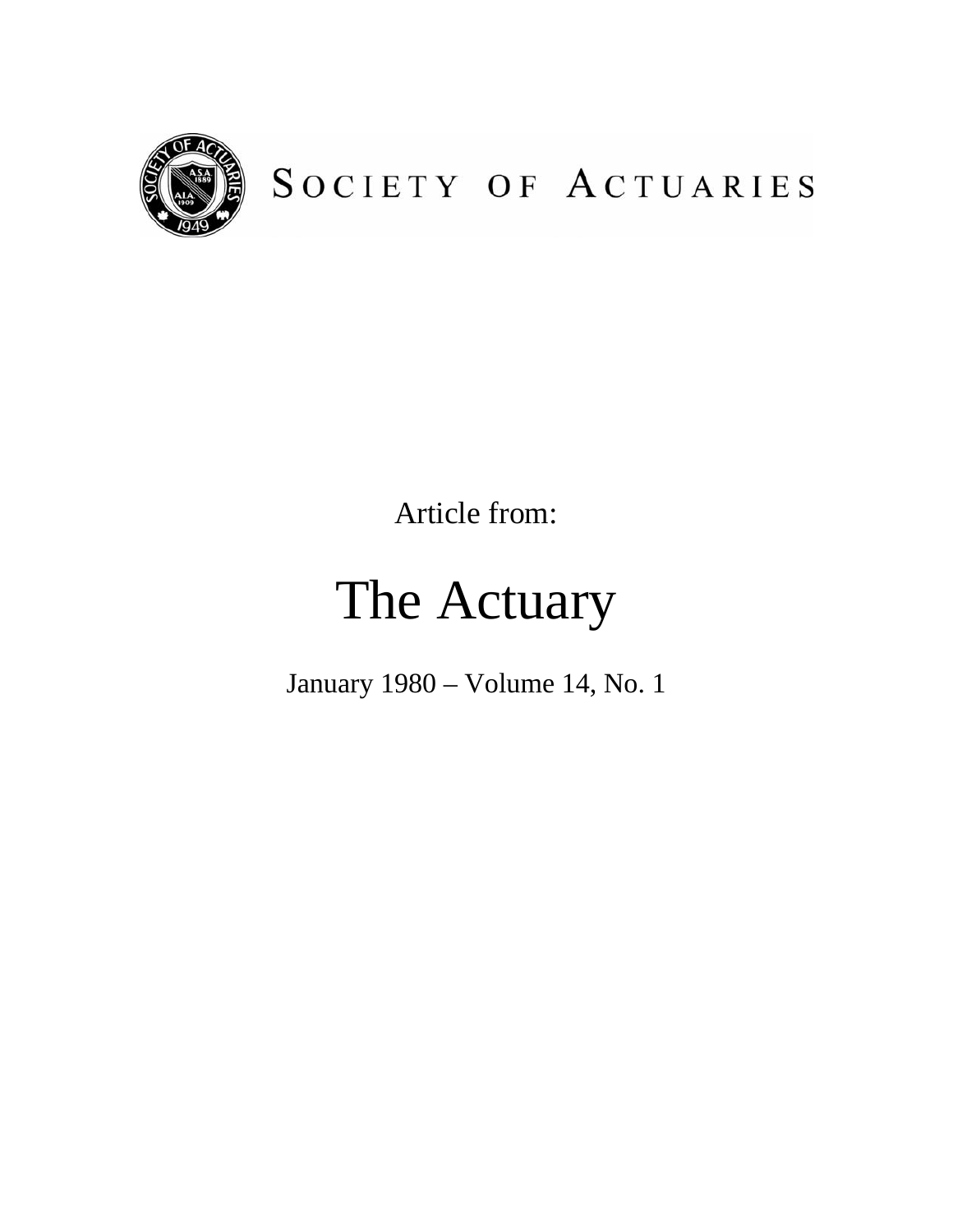SOCIETY OF ACTUARIES

Article from:

# The Actuary

January 1980 – Volume 14, No. 1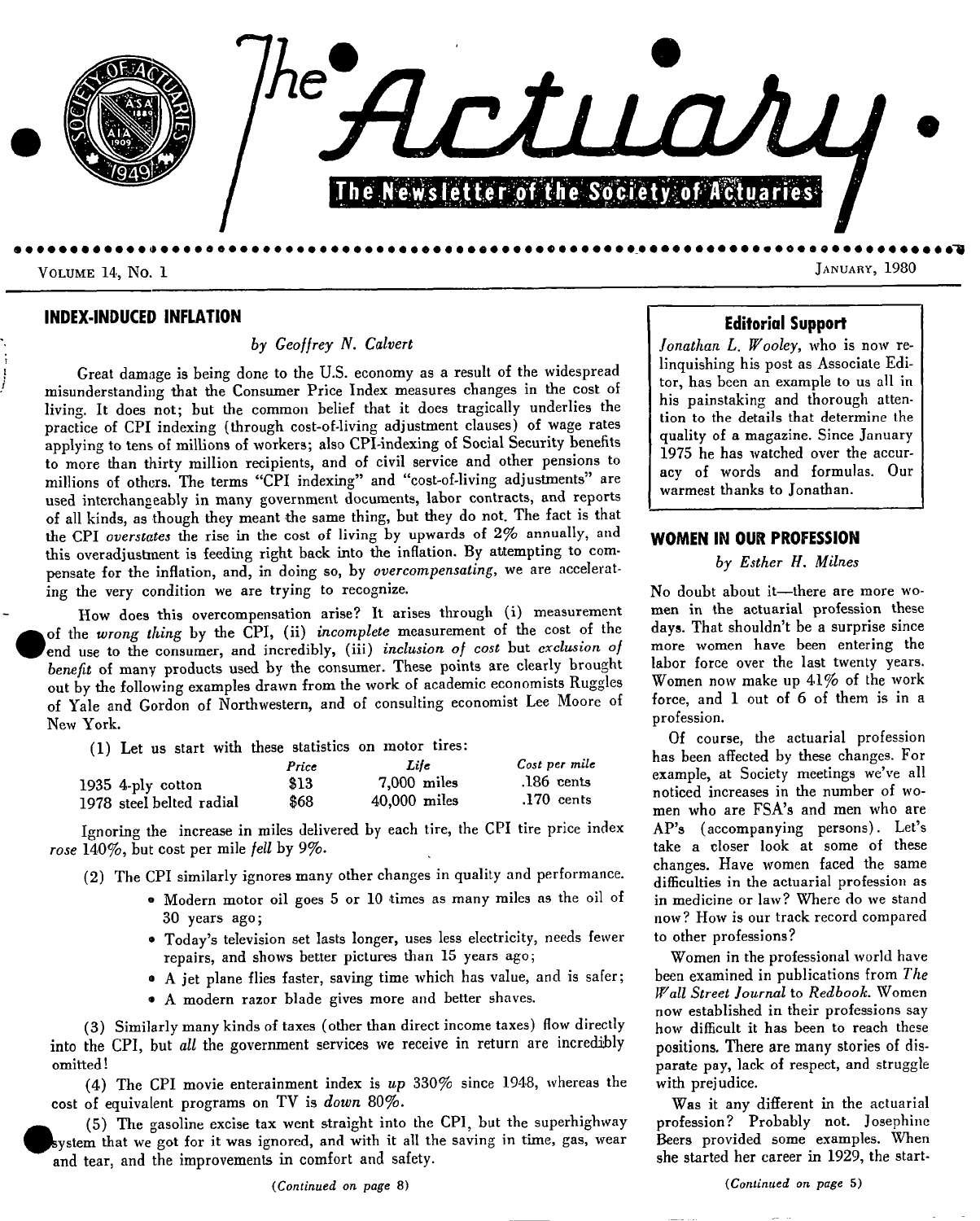# The Actuary

The Newsletter of the Society of Actuaries

VOLUME 14, No. 1 — JANUARY, 1980

## INDEX-INDUCED INFLATION

*by Geoffrey N. Calvert*

Great damage is being done to the U.S. economy as a result of the widespread misunderstanding that the Consumer Price Index measures changes in the cost of living. It does not; but the common belief that it does tragically underlies the practice of CPI indexing (through cost-of-living adjustment clauses) of wage rates applying to tens of millions of workers; also CPI-indexing of Social Security benefits to more than thirty million recipients, and of civil service and other pensions to millions of others. The terms "CPI indexing" and "cost-of-living adjustments" are used interchangeably in many government documents, labor contracts, and reports of all kinds, as though they meant the same thing, but they do not. The fact is that the CPI *overstates* the rise in the cost of living by upwards of 2% annually, and this overadjustment is feeding right back into the inflation. By attempting to compensate for the inflation, and, in doing so, by *overcompensating*, we are accelerating the very condition we are trying to recognize.

How does this overcompensation arise? It arises through (i) measurement of the *wrong thing* by the CPI, (ii) *incomplete* measurement of the cost of the end use to the consumer, and incredibly, (iii) *inclusion of cost* but *exclusion of benefit* of many products used by the consumer. These points are clearly brought out by the following examples drawn from the work of academic economists Ruggles of Yale and Gordon of Northwestern, and of consulting economist Lee Moore of New York.

(1) Let us start with these statistics on motor tires:

| | *Price* | *Life* | *Cost per mile* |
|---|---|---|---|
| 1935 4-ply cotton | $13 | 7,000 miles | .186 cents |
| 1978 steel belted radial | $68 | 40,000 miles | .170 cents |

Ignoring the increase in miles delivered by each tire, the CPI tire price index *rose* 140%, but cost per mile *fell* by 9%.

(2) The CPI similarly ignores many other changes in quality and performance.

- Modern motor oil goes 5 or 10 times as many miles as the oil of 30 years ago;
- Today's television set lasts longer, uses less electricity, needs fewer repairs, and shows better pictures than 15 years ago;
- A jet plane flies faster, saving time which has value, and is safer;
- A modern razor blade gives more and better shaves.

(3) Similarly many kinds of taxes (other than direct income taxes) flow directly into the CPI, but *all* the government services we receive in return are incredibly omitted!

(4) The CPI movie enterainment index is *up* 330% since 1948, whereas the cost of equivalent programs on TV is *down* 80%.

(5) The gasoline excise tax went straight into the CPI, but the superhighway system that we got for it was ignored, and with it all the saving in time, gas, wear and tear, and the improvements in comfort and safety.

*(Continued on page 8)*

---

### Editorial Support

*Jonathan L. Wooley*, who is now relinquishing his post as Associate Editor, has been an example to us all in his painstaking and thorough attention to the details that determine the quality of a magazine. Since January 1975 he has watched over the accuracy of words and formulas. Our warmest thanks to Jonathan.

---

## WOMEN IN OUR PROFESSION

*by Esther H. Milnes*

No doubt about it—there are more women in the actuarial profession these days. That shouldn't be a surprise since more women have been entering the labor force over the last twenty years. Women now make up 41% of the work force, and 1 out of 6 of them is in a profession.

Of course, the actuarial profession has been affected by these changes. For example, at Society meetings we've all noticed increases in the number of women who are FSA's and men who are AP's (accompanying persons). Let's take a closer look at some of these changes. Have women faced the same difficulties in the actuarial profession as in medicine or law? Where do we stand now? How is our track record compared to other professions?

Women in the professional world have been examined in publications from *The Wall Street Journal* to *Redbook*. Women now established in their professions say how difficult it has been to reach these positions. There are many stories of disparate pay, lack of respect, and struggle with prejudice.

Was it any different in the actuarial profession? Probably not. Josephine Beers provided some examples. When she started her career in 1929, the start-

*(Continued on page 5)*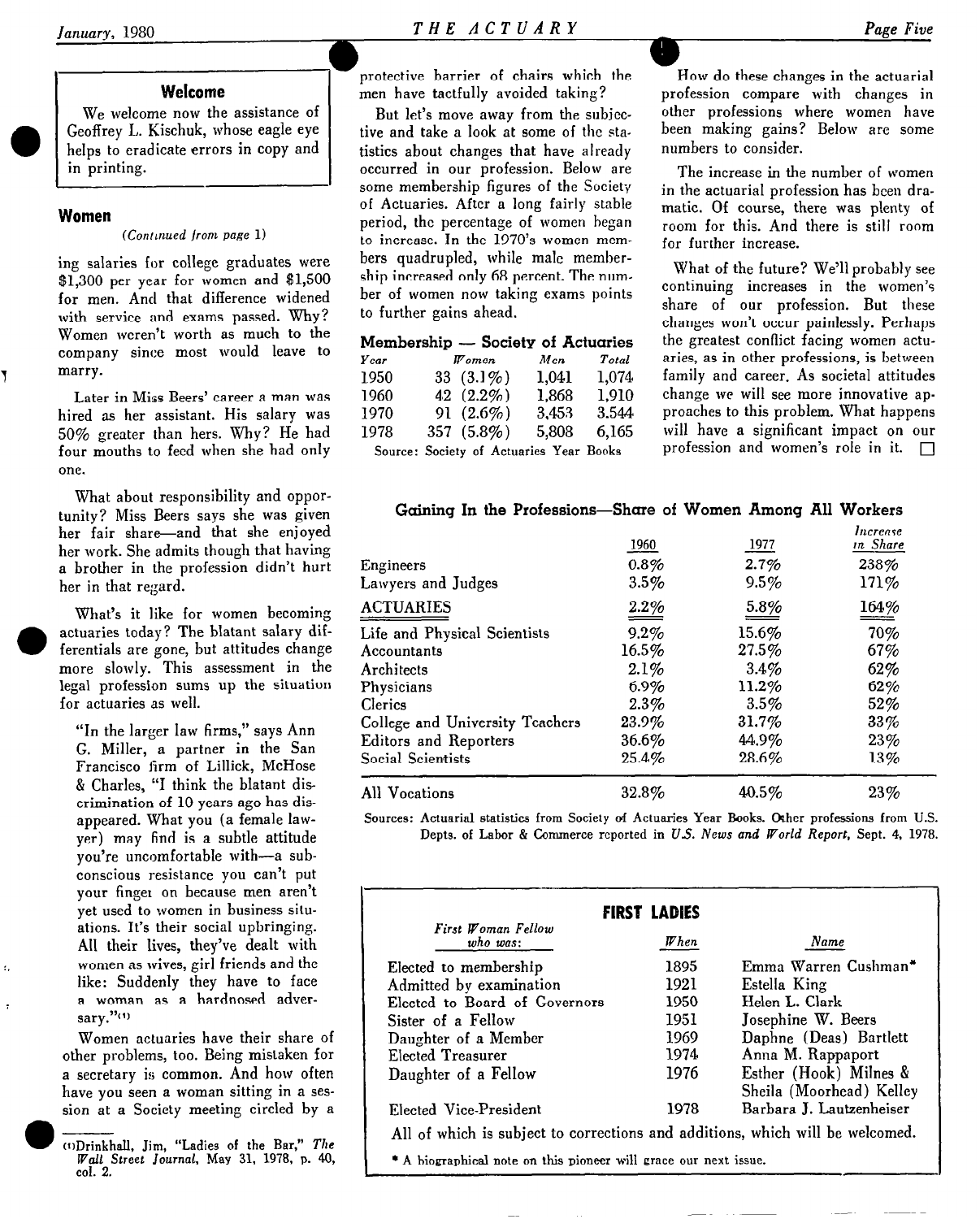## Welcome

We welcome now the assistance of Geoffrey L. Kischuk, whose eagle eye helps to eradicate errors in copy and in printing.

## Women

*(Continued from page 1)*

ing salaries for college graduates were $1,300 per year for women and $1,500 for men. And that difference widened with service and exams passed. Why? Women weren't worth as much to the company since most would leave to marry.

Later in Miss Beers' career a man was hired as her assistant. His salary was 50% greater than hers. Why? He had four mouths to feed when she had only one.

What about responsibility and opportunity? Miss Beers says she was given her fair share—and that she enjoyed her work. She admits though that having a brother in the profession didn't hurt her in that regard.

What's it like for women becoming actuaries today? The blatant salary differentials are gone, but attitudes change more slowly. This assessment in the legal profession sums up the situation for actuaries as well.

"In the larger law firms," says Ann G. Miller, a partner in the San Francisco firm of Lillick, McHose & Charles, "I think the blatant discrimination of 10 years ago has disappeared. What you (a female lawyer) may find is a subtle attitude you're uncomfortable with—a subconscious resistance you can't put your finger on because men aren't yet used to women in business situations. It's their social upbringing. All their lives, they've dealt with women as wives, girl friends and the like: Suddenly they have to face a woman as a hardnosed adversary."[1]

Women actuaries have their share of other problems, too. Being mistaken for a secretary is common. And how often have you seen a woman sitting in a session at a Society meeting circled by a protective barrier of chairs which the men have tactfully avoided taking?

But let's move away from the subjective and take a look at some of the statistics about changes that have already occurred in our profession. Below are some membership figures of the Society of Actuaries. After a long fairly stable period, the percentage of women began to increase. In the 1970's women members quadrupled, while male membership increased only 68 percent. The number of women now taking exams points to further gains ahead.

**Membership — Society of Actuaries**

| *Year* | *Women* | *Men* | *Total* |
|---|---|---|---|
| 1950 | 33 (3.1%) | 1,041 | 1,074 |
| 1960 | 42 (2.2%) | 1,868 | 1,910 |
| 1970 | 91 (2.6%) | 3,453 | 3,544 |
| 1978 | 357 (5.8%) | 5,808 | 6,165 |

Source: Society of Actuaries Year Books

How do these changes in the actuarial profession compare with changes in other professions where women have been making gains? Below are some numbers to consider.

The increase in the number of women in the actuarial profession has been dramatic. Of course, there was plenty of room for this. And there is still room for further increase.

What of the future? We'll probably see continuing increases in the women's share of our profession. But these changes won't occur painlessly. Perhaps the greatest conflict facing women actuaries, as in other professions, is between family and career. As societal attitudes change we will see more innovative approaches to this problem. What happens will have a significant impact on our profession and women's role in it. □

**Gaining In the Professions—Share of Women Among All Workers**

| | 1960 | 1977 | *Increase in Share* |
|---|---|---|---|
| Engineers | 0.8% | 2.7% | 238% |
| Lawyers and Judges | 3.5% | 9.5% | 171% |
| ACTUARIES | 2.2% | 5.8% | 164% |
| Life and Physical Scientists | 9.2% | 15.6% | 70% |
| Accountants | 16.5% | 27.5% | 67% |
| Architects | 2.1% | 3.4% | 62% |
| Physicians | 6.9% | 11.2% | 62% |
| Clerics | 2.3% | 3.5% | 52% |
| College and University Teachers | 23.9% | 31.7% | 33% |
| Editors and Reporters | 36.6% | 44.9% | 23% |
| Social Scientists | 25.4% | 28.6% | 13% |
| All Vocations | 32.8% | 40.5% | 23% |

Sources: Actuarial statistics from Society of Actuaries Year Books. Other professions from U.S. Depts. of Labor & Commerce reported in *U.S. News and World Report*, Sept. 4, 1978.

[1] Drinkhall, Jim, "Ladies of the Bar," *The Wall Street Journal*, May 31, 1978, p. 40, col. 2.

## FIRST LADIES

| *First Woman Fellow who was:* | *When* | *Name* |
|---|---|---|
| Elected to membership | 1895 | Emma Warren Cushman* |
| Admitted by examination | 1921 | Estella King |
| Elected to Board of Governors | 1950 | Helen L. Clark |
| Sister of a Fellow | 1951 | Josephine W. Beers |
| Daughter of a Member | 1969 | Daphne (Deas) Bartlett |
| Elected Treasurer | 1974 | Anna M. Rappaport |
| Daughter of a Fellow | 1976 | Esther (Hook) Milnes & Sheila (Moorhead) Kelley |
| Elected Vice-President | 1978 | Barbara J. Lautzenheiser |

All of which is subject to corrections and additions, which will be welcomed.

\* A biographical note on this pioneer will grace our next issue.